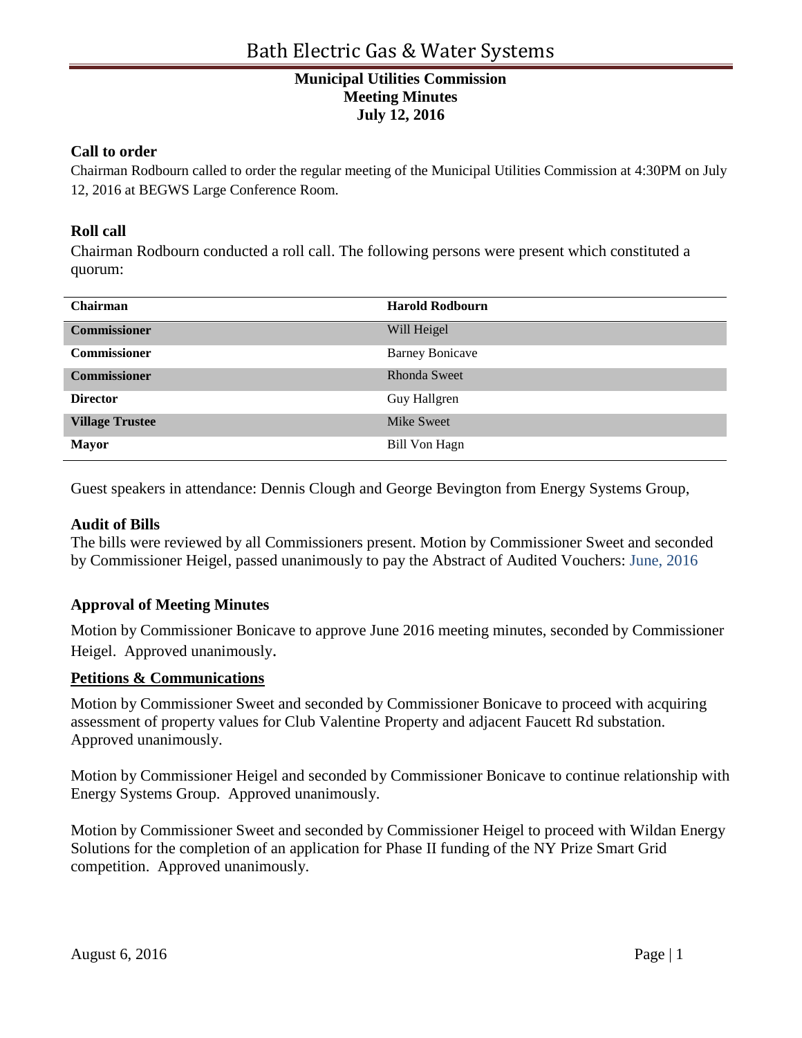# Bath Electric Gas & Water Systems

**Municipal Utilities Commission**
**Meeting Minutes**
**July 12, 2016**

## Call to order

Chairman Rodbourn called to order the regular meeting of the Municipal Utilities Commission at 4:30PM on July 12, 2016 at BEGWS Large Conference Room.

## Roll call

Chairman Rodbourn conducted a roll call. The following persons were present which constituted a quorum:

| Chairman | Harold Rodbourn |
|---|---|
| **Commissioner** | Will Heigel |
| **Commissioner** | Barney Bonicave |
| **Commissioner** | Rhonda Sweet |
| **Director** | Guy Hallgren |
| **Village Trustee** | Mike Sweet |
| **Mayor** | Bill Von Hagn |

Guest speakers in attendance: Dennis Clough and George Bevington from Energy Systems Group,

## Audit of Bills

The bills were reviewed by all Commissioners present. Motion by Commissioner Sweet and seconded by Commissioner Heigel, passed unanimously to pay the Abstract of Audited Vouchers: June, 2016

## Approval of Meeting Minutes

Motion by Commissioner Bonicave to approve June 2016 meeting minutes, seconded by Commissioner Heigel. Approved unanimously.

## Petitions & Communications

Motion by Commissioner Sweet and seconded by Commissioner Bonicave to proceed with acquiring assessment of property values for Club Valentine Property and adjacent Faucett Rd substation. Approved unanimously.

Motion by Commissioner Heigel and seconded by Commissioner Bonicave to continue relationship with Energy Systems Group. Approved unanimously.

Motion by Commissioner Sweet and seconded by Commissioner Heigel to proceed with Wildan Energy Solutions for the completion of an application for Phase II funding of the NY Prize Smart Grid competition. Approved unanimously.

August 6, 2016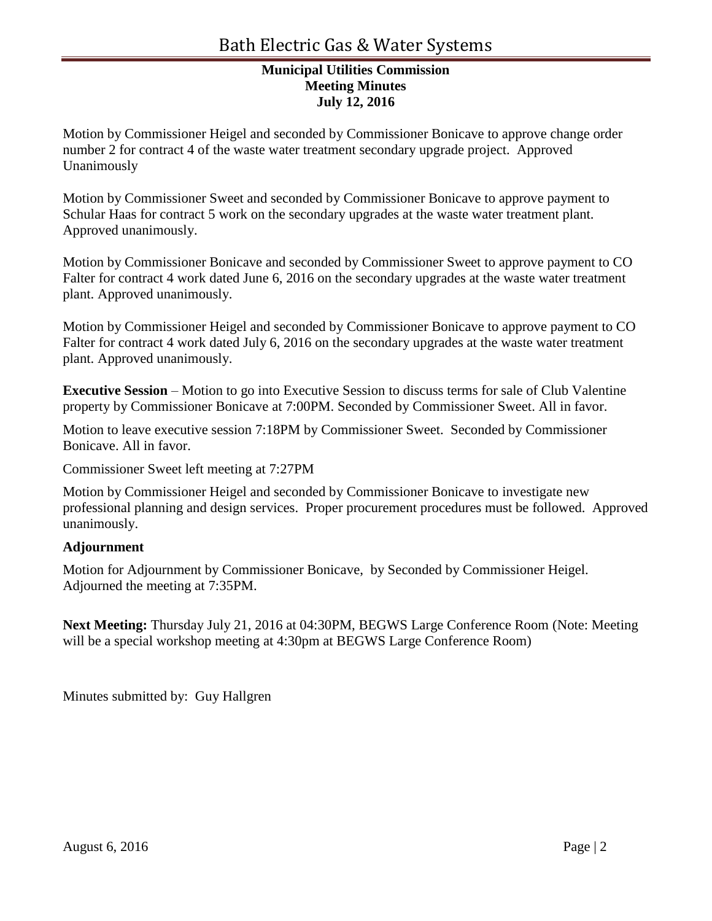Motion by Commissioner Heigel and seconded by Commissioner Bonicave to approve change order number 2 for contract 4 of the waste water treatment secondary upgrade project. Approved Unanimously

Motion by Commissioner Sweet and seconded by Commissioner Bonicave to approve payment to Schular Haas for contract 5 work on the secondary upgrades at the waste water treatment plant. Approved unanimously.

Motion by Commissioner Bonicave and seconded by Commissioner Sweet to approve payment to CO Falter for contract 4 work dated June 6, 2016 on the secondary upgrades at the waste water treatment plant. Approved unanimously.

Motion by Commissioner Heigel and seconded by Commissioner Bonicave to approve payment to CO Falter for contract 4 work dated July 6, 2016 on the secondary upgrades at the waste water treatment plant. Approved unanimously.

**Executive Session** – Motion to go into Executive Session to discuss terms for sale of Club Valentine property by Commissioner Bonicave at 7:00PM. Seconded by Commissioner Sweet. All in favor.

Motion to leave executive session 7:18PM by Commissioner Sweet. Seconded by Commissioner Bonicave. All in favor.

Commissioner Sweet left meeting at 7:27PM

Motion by Commissioner Heigel and seconded by Commissioner Bonicave to investigate new professional planning and design services. Proper procurement procedures must be followed. Approved unanimously.

### Adjournment

Motion for Adjournment by Commissioner Bonicave, by Seconded by Commissioner Heigel. Adjourned the meeting at 7:35PM.

**Next Meeting:** Thursday July 21, 2016 at 04:30PM, BEGWS Large Conference Room (Note: Meeting will be a special workshop meeting at 4:30pm at BEGWS Large Conference Room)

Minutes submitted by: Guy Hallgren